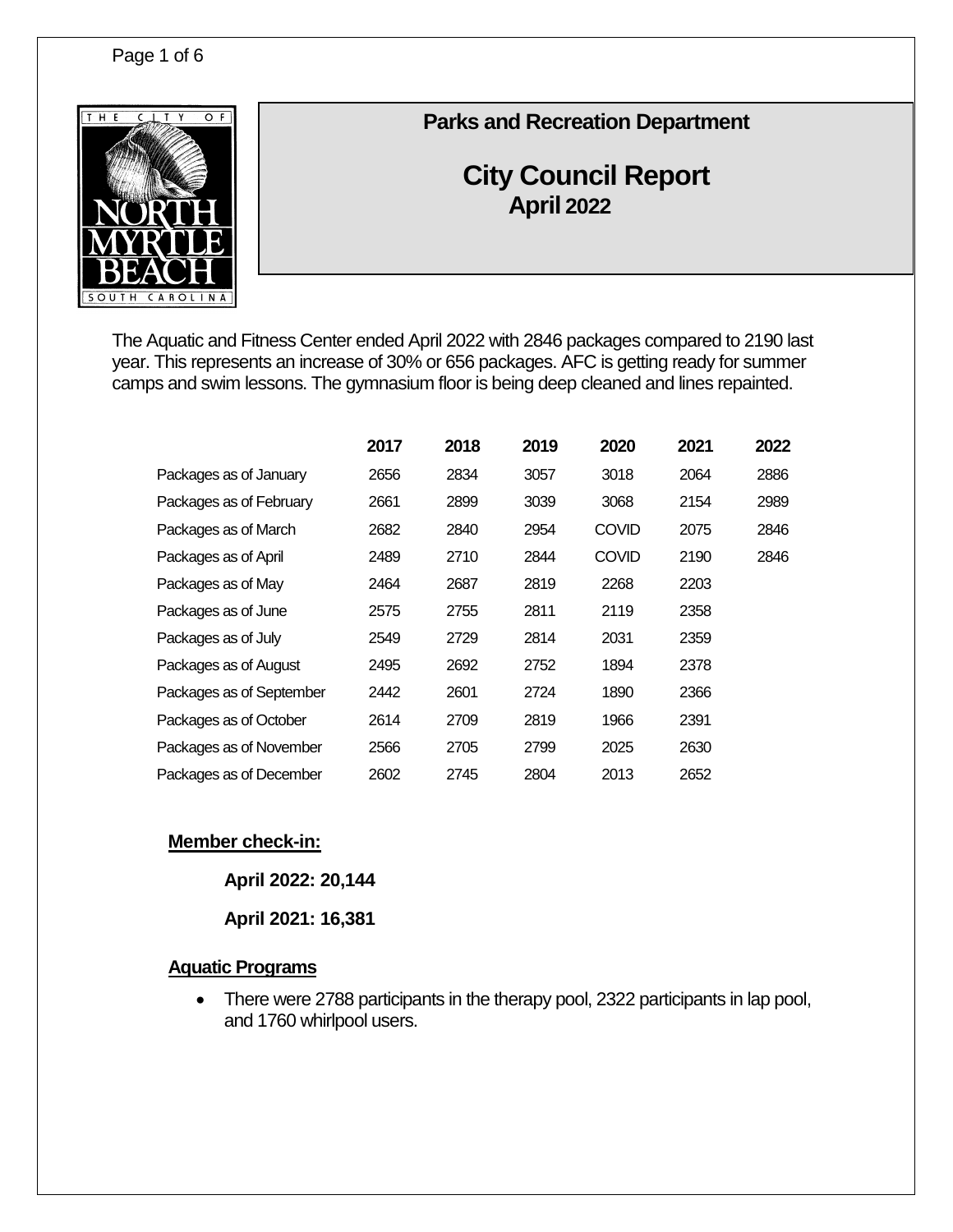## Parks and Recreation Department

# City Council Report

### April 2022

The Aquatic and Fitness Center ended April 2022 with 2846 packages compared to 2190 last year. This represents an increase of 30% or 656 packages. AFC is getting ready for summer camps and swim lessons. The gymnasium floor is being deep cleaned and lines repainted.

| | 2017 | 2018 | 2019 | 2020 | 2021 | 2022 |
|---|---|---|---|---|---|---|
| Packages as of January | 2656 | 2834 | 3057 | 3018 | 2064 | 2886 |
| Packages as of February | 2661 | 2899 | 3039 | 3068 | 2154 | 2989 |
| Packages as of March | 2682 | 2840 | 2954 | COVID | 2075 | 2846 |
| Packages as of April | 2489 | 2710 | 2844 | COVID | 2190 | 2846 |
| Packages as of May | 2464 | 2687 | 2819 | 2268 | 2203 | |
| Packages as of June | 2575 | 2755 | 2811 | 2119 | 2358 | |
| Packages as of July | 2549 | 2729 | 2814 | 2031 | 2359 | |
| Packages as of August | 2495 | 2692 | 2752 | 1894 | 2378 | |
| Packages as of September | 2442 | 2601 | 2724 | 1890 | 2366 | |
| Packages as of October | 2614 | 2709 | 2819 | 1966 | 2391 | |
| Packages as of November | 2566 | 2705 | 2799 | 2025 | 2630 | |
| Packages as of December | 2602 | 2745 | 2804 | 2013 | 2652 | |

**Member check-in:**

**April 2022: 20,144**

**April 2021: 16,381**

**Aquatic Programs**

- There were 2788 participants in the therapy pool, 2322 participants in lap pool, and 1760 whirlpool users.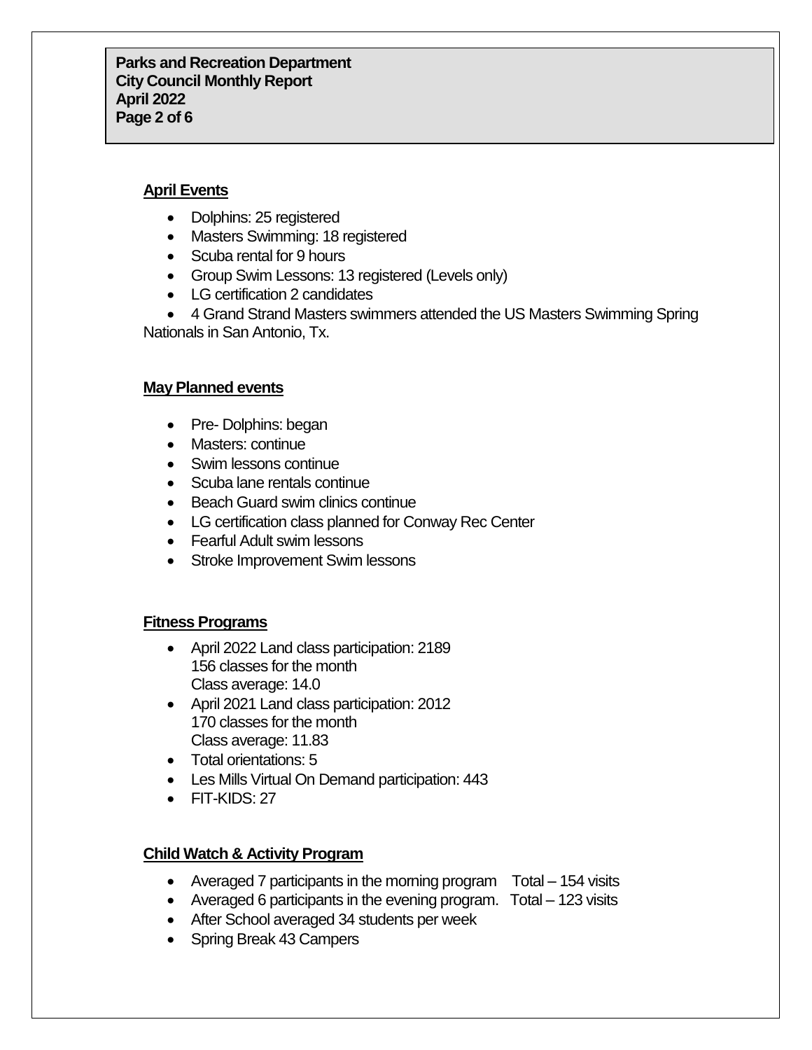## April Events

- Dolphins: 25 registered
- Masters Swimming: 18 registered
- Scuba rental for 9 hours
- Group Swim Lessons: 13 registered (Levels only)
- LG certification 2 candidates
- 4 Grand Strand Masters swimmers attended the US Masters Swimming Spring Nationals in San Antonio, Tx.

## May Planned events

- Pre- Dolphins: began
- Masters: continue
- Swim lessons continue
- Scuba lane rentals continue
- Beach Guard swim clinics continue
- LG certification class planned for Conway Rec Center
- Fearful Adult swim lessons
- Stroke Improvement Swim lessons

## Fitness Programs

- April 2022 Land class participation: 2189
  156 classes for the month
  Class average: 14.0
- April 2021 Land class participation: 2012
  170 classes for the month
  Class average: 11.83
- Total orientations: 5
- Les Mills Virtual On Demand participation: 443
- FIT-KIDS: 27

## Child Watch & Activity Program

- Averaged 7 participants in the morning program Total – 154 visits
- Averaged 6 participants in the evening program. Total – 123 visits
- After School averaged 34 students per week
- Spring Break 43 Campers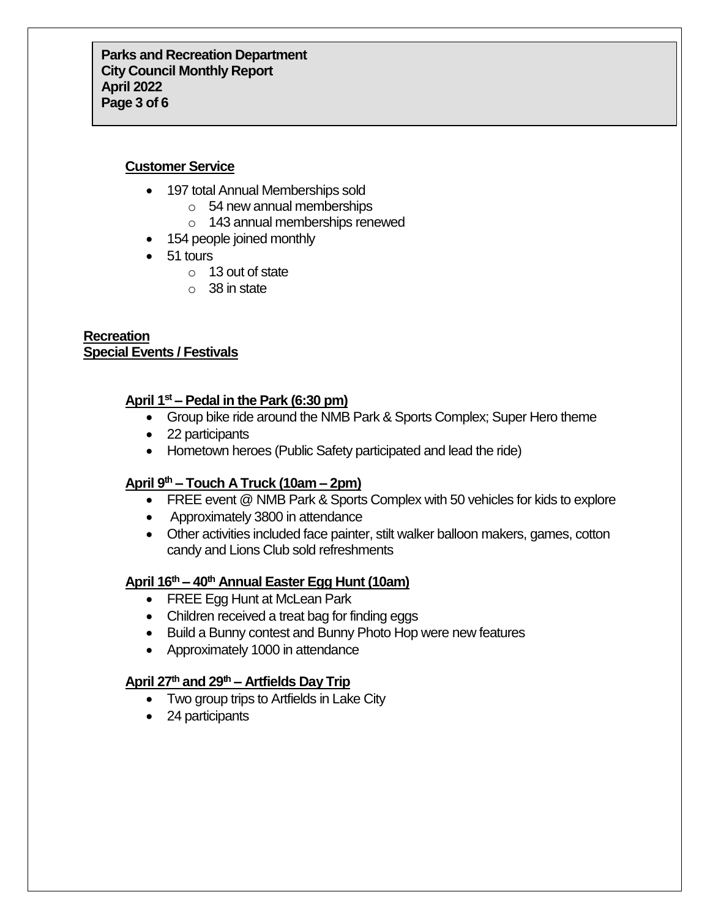## Customer Service

- 197 total Annual Memberships sold
  - 54 new annual memberships
  - 143 annual memberships renewed
- 154 people joined monthly
- 51 tours
  - 13 out of state
  - 38 in state

## Recreation
## Special Events / Festivals

### April 1st – Pedal in the Park (6:30 pm)

- Group bike ride around the NMB Park & Sports Complex; Super Hero theme
- 22 participants
- Hometown heroes (Public Safety participated and lead the ride)

### April 9th – Touch A Truck (10am – 2pm)

- FREE event @ NMB Park & Sports Complex with 50 vehicles for kids to explore
- Approximately 3800 in attendance
- Other activities included face painter, stilt walker balloon makers, games, cotton candy and Lions Club sold refreshments

### April 16th – 40th Annual Easter Egg Hunt (10am)

- FREE Egg Hunt at McLean Park
- Children received a treat bag for finding eggs
- Build a Bunny contest and Bunny Photo Hop were new features
- Approximately 1000 in attendance

### April 27th and 29th – Artfields Day Trip

- Two group trips to Artfields in Lake City
- 24 participants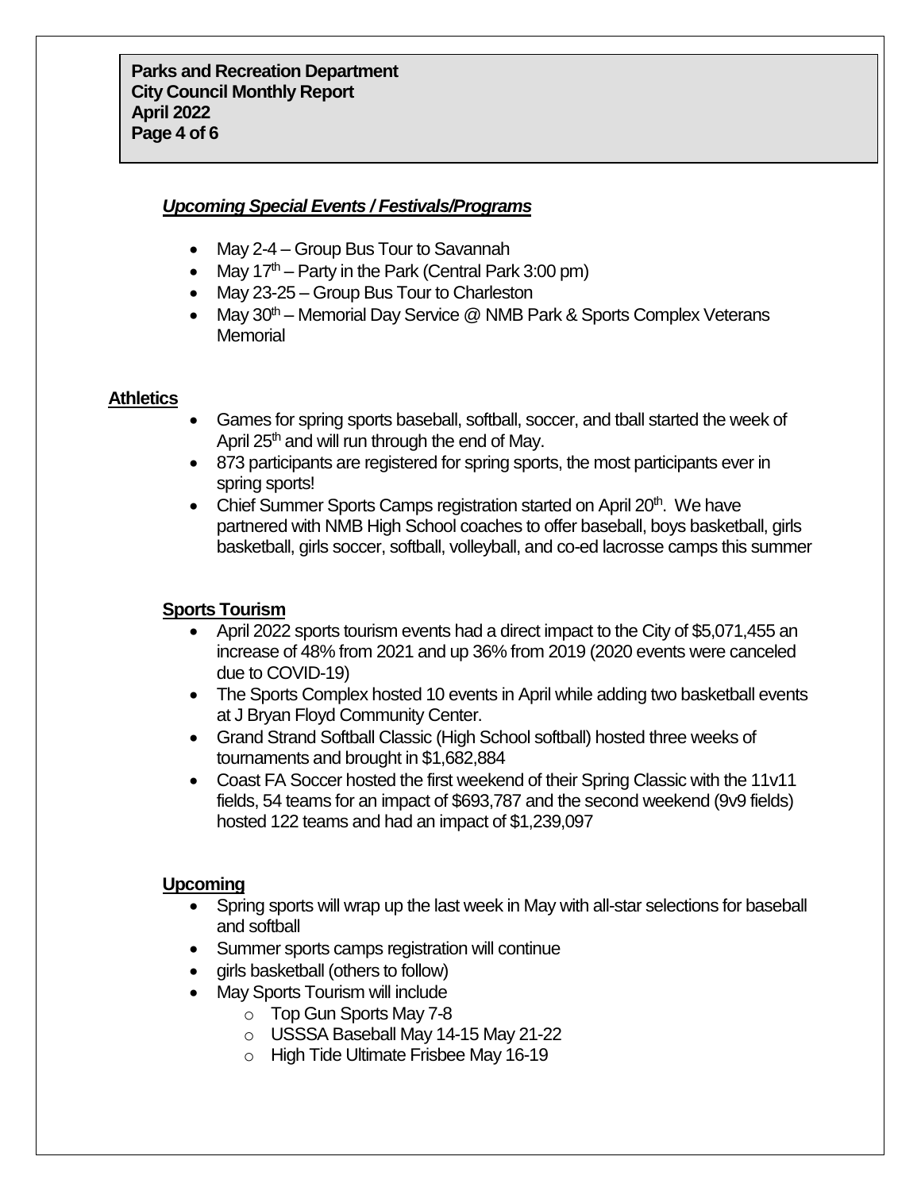## ***Upcoming Special Events / Festivals/Programs***

- May 2-4 – Group Bus Tour to Savannah
- May 17th – Party in the Park (Central Park 3:00 pm)
- May 23-25 – Group Bus Tour to Charleston
- May 30th – Memorial Day Service @ NMB Park & Sports Complex Veterans Memorial

## **Athletics**

- Games for spring sports baseball, softball, soccer, and tball started the week of April 25th and will run through the end of May.
- 873 participants are registered for spring sports, the most participants ever in spring sports!
- Chief Summer Sports Camps registration started on April 20th. We have partnered with NMB High School coaches to offer baseball, boys basketball, girls basketball, girls soccer, softball, volleyball, and co-ed lacrosse camps this summer

## **Sports Tourism**

- April 2022 sports tourism events had a direct impact to the City of $5,071,455 an increase of 48% from 2021 and up 36% from 2019 (2020 events were canceled due to COVID-19)
- The Sports Complex hosted 10 events in April while adding two basketball events at J Bryan Floyd Community Center.
- Grand Strand Softball Classic (High School softball) hosted three weeks of tournaments and brought in $1,682,884
- Coast FA Soccer hosted the first weekend of their Spring Classic with the 11v11 fields, 54 teams for an impact of $693,787 and the second weekend (9v9 fields) hosted 122 teams and had an impact of $1,239,097

## **Upcoming**

- Spring sports will wrap up the last week in May with all-star selections for baseball and softball
- Summer sports camps registration will continue
- girls basketball (others to follow)
- May Sports Tourism will include
  - Top Gun Sports May 7-8
  - USSSA Baseball May 14-15 May 21-22
  - High Tide Ultimate Frisbee May 16-19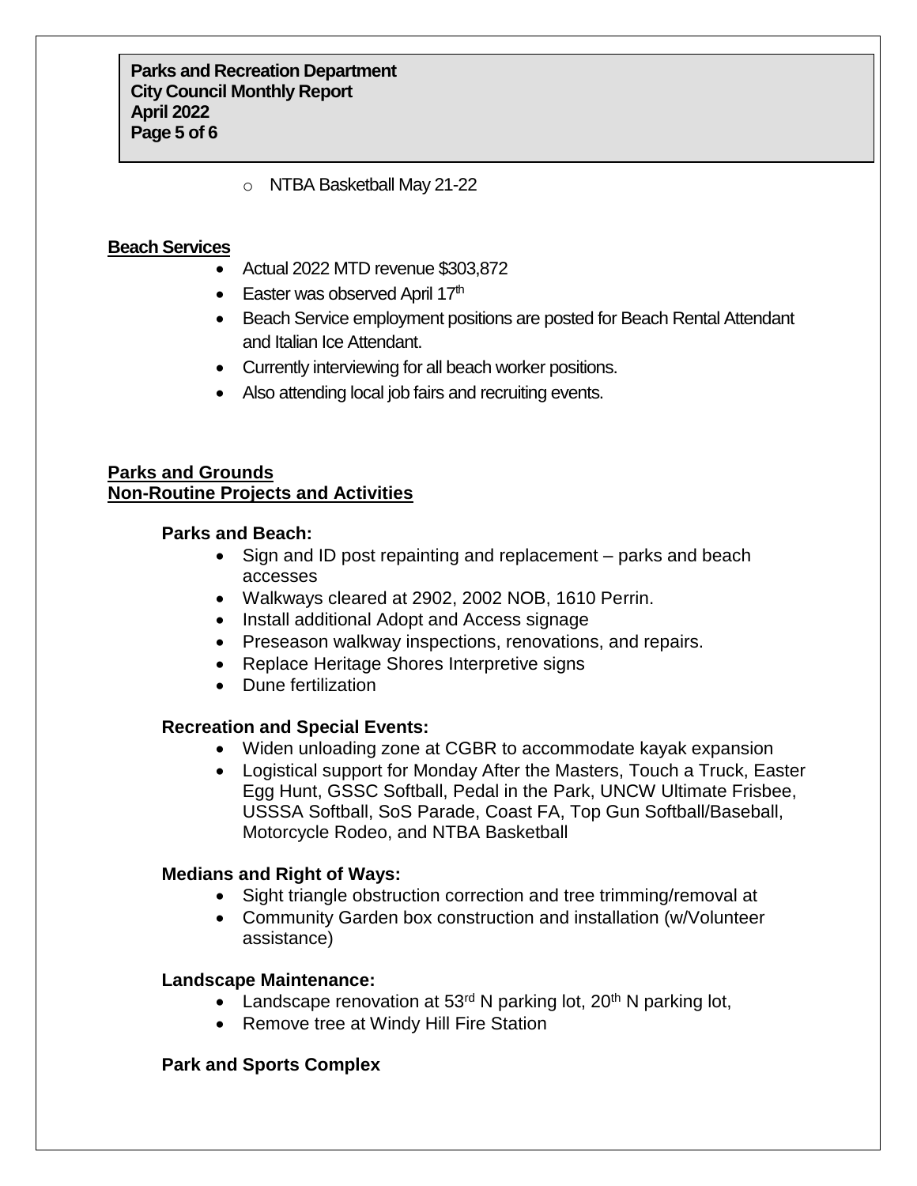- NTBA Basketball May 21-22

## Beach Services

- Actual 2022 MTD revenue $303,872
- Easter was observed April 17th
- Beach Service employment positions are posted for Beach Rental Attendant and Italian Ice Attendant.
- Currently interviewing for all beach worker positions.
- Also attending local job fairs and recruiting events.

## Parks and Grounds
## Non-Routine Projects and Activities

### Parks and Beach:

- Sign and ID post repainting and replacement – parks and beach accesses
- Walkways cleared at 2902, 2002 NOB, 1610 Perrin.
- Install additional Adopt and Access signage
- Preseason walkway inspections, renovations, and repairs.
- Replace Heritage Shores Interpretive signs
- Dune fertilization

### Recreation and Special Events:

- Widen unloading zone at CGBR to accommodate kayak expansion
- Logistical support for Monday After the Masters, Touch a Truck, Easter Egg Hunt, GSSC Softball, Pedal in the Park, UNCW Ultimate Frisbee, USSSA Softball, SoS Parade, Coast FA, Top Gun Softball/Baseball, Motorcycle Rodeo, and NTBA Basketball

### Medians and Right of Ways:

- Sight triangle obstruction correction and tree trimming/removal at
- Community Garden box construction and installation (w/Volunteer assistance)

### Landscape Maintenance:

- Landscape renovation at 53rd N parking lot, 20th N parking lot,
- Remove tree at Windy Hill Fire Station

### Park and Sports Complex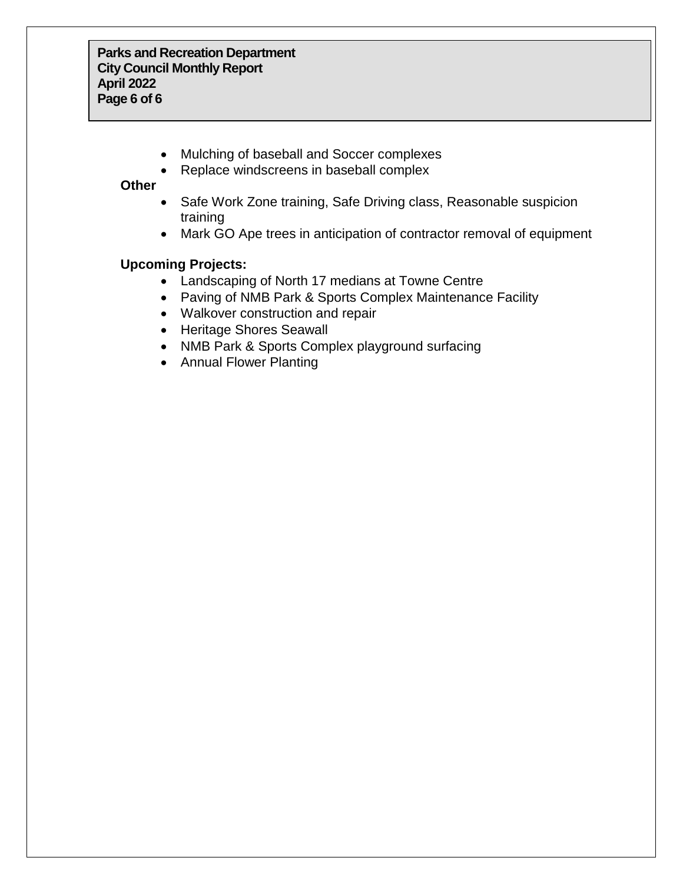- Mulching of baseball and Soccer complexes
- Replace windscreens in baseball complex

**Other**

- Safe Work Zone training, Safe Driving class, Reasonable suspicion training
- Mark GO Ape trees in anticipation of contractor removal of equipment

**Upcoming Projects:**

- Landscaping of North 17 medians at Towne Centre
- Paving of NMB Park & Sports Complex Maintenance Facility
- Walkover construction and repair
- Heritage Shores Seawall
- NMB Park & Sports Complex playground surfacing
- Annual Flower Planting